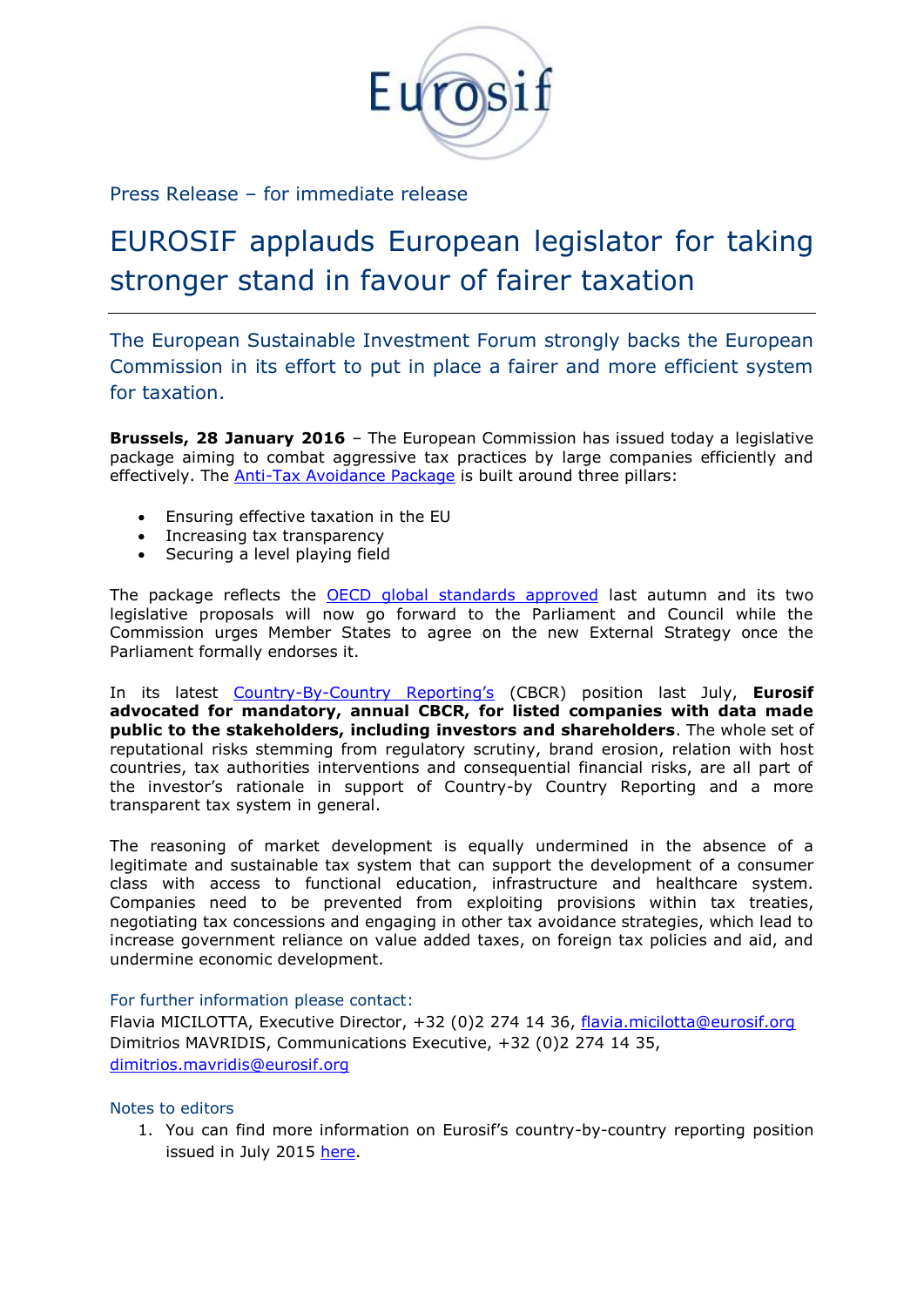Eurosif

Press Release – for immediate release

# EUROSIF applauds European legislator for taking stronger stand in favour of fairer taxation

## The European Sustainable Investment Forum strongly backs the European Commission in its effort to put in place a fairer and more efficient system for taxation.

**Brussels, 28 January 2016** – The European Commission has issued today a legislative package aiming to combat aggressive tax practices by large companies efficiently and effectively. The Anti-Tax Avoidance Package is built around three pillars:

- Ensuring effective taxation in the EU
- Increasing tax transparency
- Securing a level playing field

The package reflects the OECD global standards approved last autumn and its two legislative proposals will now go forward to the Parliament and Council while the Commission urges Member States to agree on the new External Strategy once the Parliament formally endorses it.

In its latest Country-By-Country Reporting's (CBCR) position last July, **Eurosif advocated for mandatory, annual CBCR, for listed companies with data made public to the stakeholders, including investors and shareholders**. The whole set of reputational risks stemming from regulatory scrutiny, brand erosion, relation with host countries, tax authorities interventions and consequential financial risks, are all part of the investor's rationale in support of Country-by Country Reporting and a more transparent tax system in general.

The reasoning of market development is equally undermined in the absence of a legitimate and sustainable tax system that can support the development of a consumer class with access to functional education, infrastructure and healthcare system. Companies need to be prevented from exploiting provisions within tax treaties, negotiating tax concessions and engaging in other tax avoidance strategies, which lead to increase government reliance on value added taxes, on foreign tax policies and aid, and undermine economic development.

For further information please contact:
Flavia MICILOTTA, Executive Director, +32 (0)2 274 14 36, flavia.micilotta@eurosif.org
Dimitrios MAVRIDIS, Communications Executive, +32 (0)2 274 14 35, dimitrios.mavridis@eurosif.org

Notes to editors

1. You can find more information on Eurosif's country-by-country reporting position issued in July 2015 here.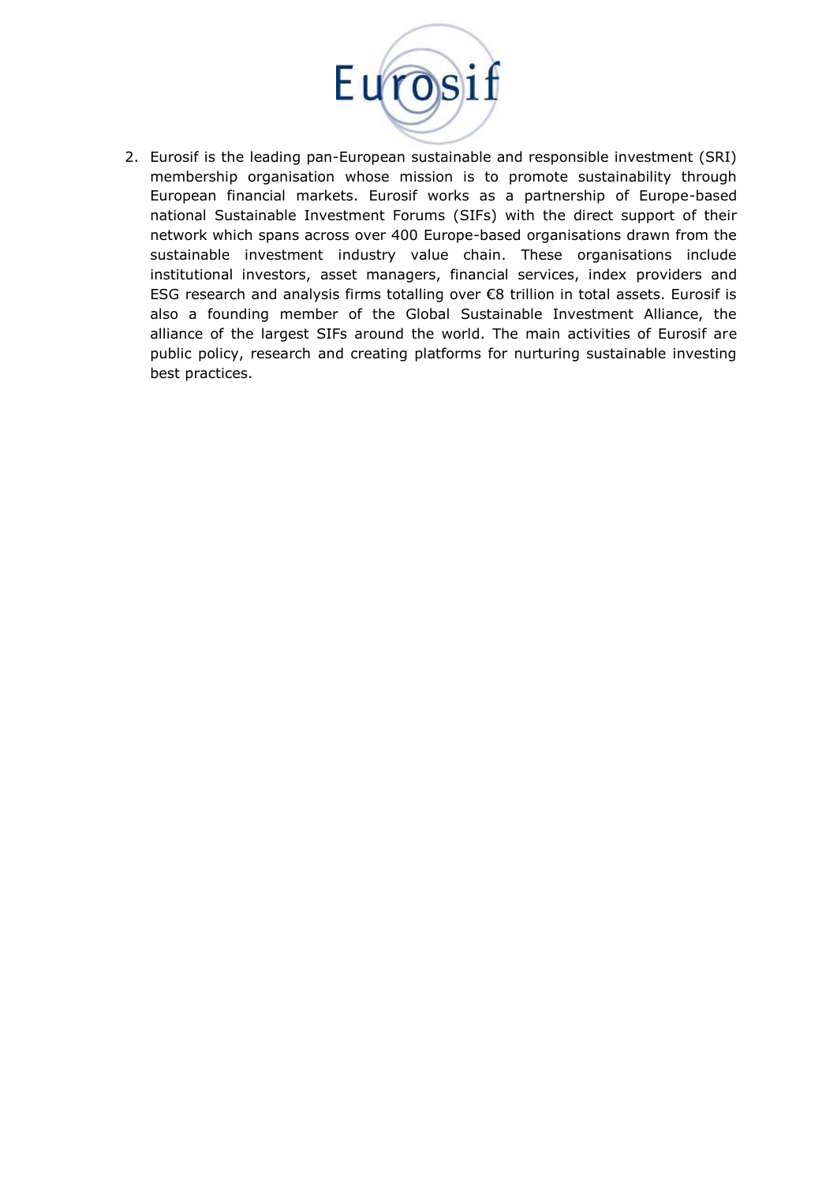2. Eurosif is the leading pan-European sustainable and responsible investment (SRI) membership organisation whose mission is to promote sustainability through European financial markets. Eurosif works as a partnership of Europe-based national Sustainable Investment Forums (SIFs) with the direct support of their network which spans across over 400 Europe-based organisations drawn from the sustainable investment industry value chain. These organisations include institutional investors, asset managers, financial services, index providers and ESG research and analysis firms totalling over €8 trillion in total assets. Eurosif is also a founding member of the Global Sustainable Investment Alliance, the alliance of the largest SIFs around the world. The main activities of Eurosif are public policy, research and creating platforms for nurturing sustainable investing best practices.